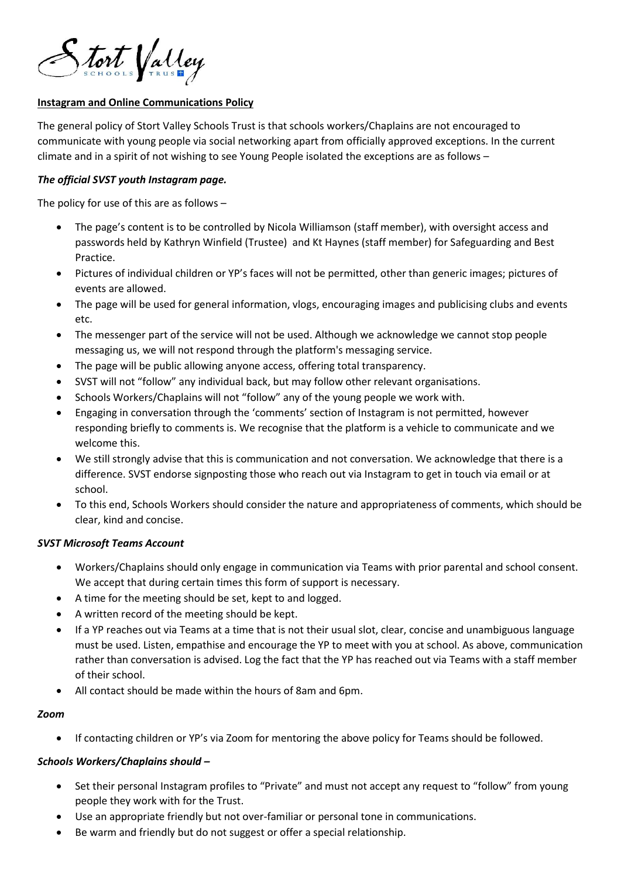Stort Valley Schools Trust

**Instagram and Online Communications Policy**

The general policy of Stort Valley Schools Trust is that schools workers/Chaplains are not encouraged to communicate with young people via social networking apart from officially approved exceptions. In the current climate and in a spirit of not wishing to see Young People isolated the exceptions are as follows –

***The official SVST youth Instagram page.***

The policy for use of this are as follows –

- The page's content is to be controlled by Nicola Williamson (staff member), with oversight access and passwords held by Kathryn Winfield (Trustee) and Kt Haynes (staff member) for Safeguarding and Best Practice.
- Pictures of individual children or YP's faces will not be permitted, other than generic images; pictures of events are allowed.
- The page will be used for general information, vlogs, encouraging images and publicising clubs and events etc.
- The messenger part of the service will not be used. Although we acknowledge we cannot stop people messaging us, we will not respond through the platform's messaging service.
- The page will be public allowing anyone access, offering total transparency.
- SVST will not "follow" any individual back, but may follow other relevant organisations.
- Schools Workers/Chaplains will not "follow" any of the young people we work with.
- Engaging in conversation through the 'comments' section of Instagram is not permitted, however responding briefly to comments is. We recognise that the platform is a vehicle to communicate and we welcome this.
- We still strongly advise that this is communication and not conversation. We acknowledge that there is a difference. SVST endorse signposting those who reach out via Instagram to get in touch via email or at school.
- To this end, Schools Workers should consider the nature and appropriateness of comments, which should be clear, kind and concise.

***SVST Microsoft Teams Account***

- Workers/Chaplains should only engage in communication via Teams with prior parental and school consent. We accept that during certain times this form of support is necessary.
- A time for the meeting should be set, kept to and logged.
- A written record of the meeting should be kept.
- If a YP reaches out via Teams at a time that is not their usual slot, clear, concise and unambiguous language must be used. Listen, empathise and encourage the YP to meet with you at school. As above, communication rather than conversation is advised. Log the fact that the YP has reached out via Teams with a staff member of their school.
- All contact should be made within the hours of 8am and 6pm.

***Zoom***

- If contacting children or YP's via Zoom for mentoring the above policy for Teams should be followed.

***Schools Workers/Chaplains should –***

- Set their personal Instagram profiles to "Private" and must not accept any request to "follow" from young people they work with for the Trust.
- Use an appropriate friendly but not over-familiar or personal tone in communications.
- Be warm and friendly but do not suggest or offer a special relationship.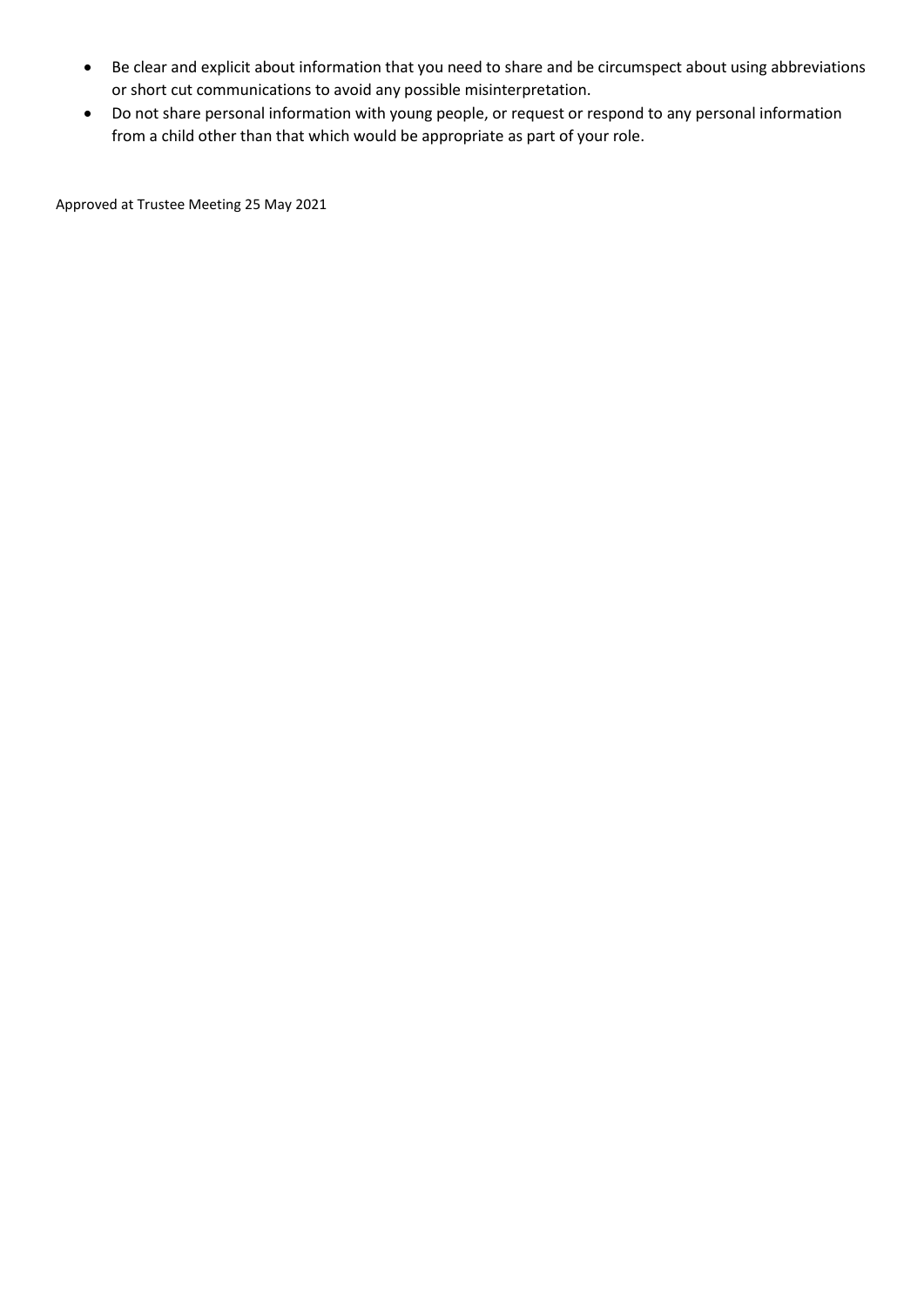- Be clear and explicit about information that you need to share and be circumspect about using abbreviations or short cut communications to avoid any possible misinterpretation.
- Do not share personal information with young people, or request or respond to any personal information from a child other than that which would be appropriate as part of your role.

Approved at Trustee Meeting 25 May 2021